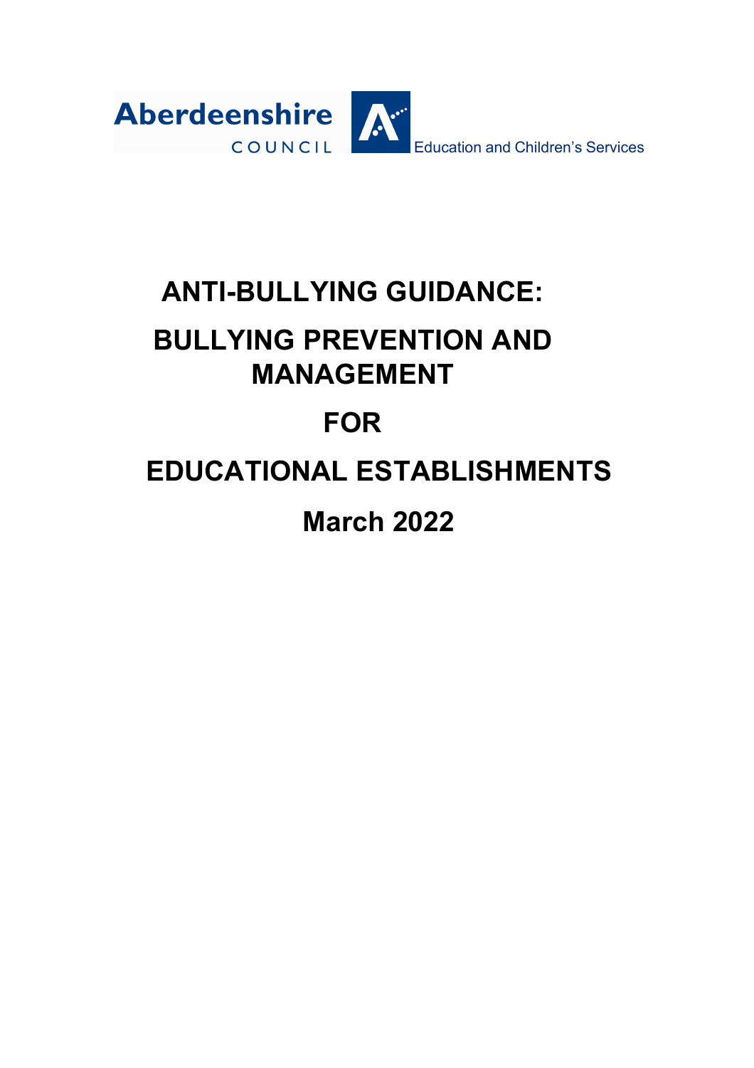Aberdeenshire COUNCIL

Education and Children's Services

# ANTI-BULLYING GUIDANCE:

# BULLYING PREVENTION AND MANAGEMENT

# FOR

# EDUCATIONAL ESTABLISHMENTS

# March 2022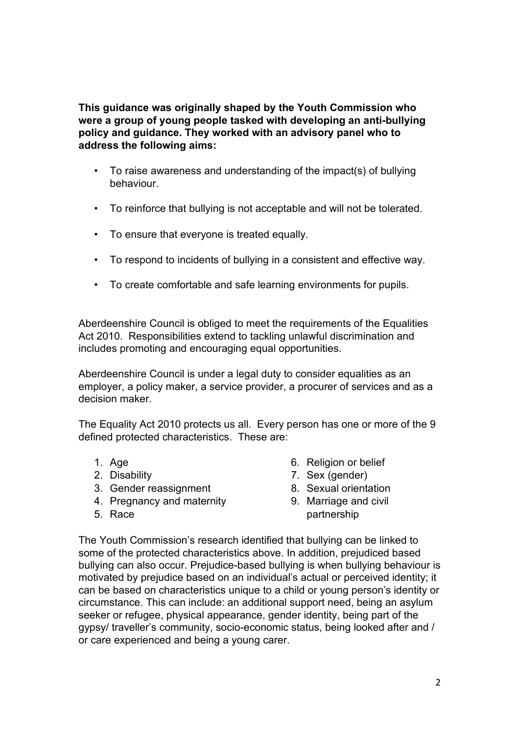**This guidance was originally shaped by the Youth Commission who were a group of young people tasked with developing an anti-bullying policy and guidance. They worked with an advisory panel who to address the following aims:**

- To raise awareness and understanding of the impact(s) of bullying behaviour.
- To reinforce that bullying is not acceptable and will not be tolerated.
- To ensure that everyone is treated equally.
- To respond to incidents of bullying in a consistent and effective way.
- To create comfortable and safe learning environments for pupils.

Aberdeenshire Council is obliged to meet the requirements of the Equalities Act 2010. Responsibilities extend to tackling unlawful discrimination and includes promoting and encouraging equal opportunities.

Aberdeenshire Council is under a legal duty to consider equalities as an employer, a policy maker, a service provider, a procurer of services and as a decision maker.

The Equality Act 2010 protects us all. Every person has one or more of the 9 defined protected characteristics. These are:

1. Age
2. Disability
3. Gender reassignment
4. Pregnancy and maternity
5. Race
6. Religion or belief
7. Sex (gender)
8. Sexual orientation
9. Marriage and civil partnership

The Youth Commission's research identified that bullying can be linked to some of the protected characteristics above. In addition, prejudiced based bullying can also occur. Prejudice-based bullying is when bullying behaviour is motivated by prejudice based on an individual's actual or perceived identity; it can be based on characteristics unique to a child or young person's identity or circumstance. This can include: an additional support need, being an asylum seeker or refugee, physical appearance, gender identity, being part of the gypsy/ traveller's community, socio-economic status, being looked after and / or care experienced and being a young carer.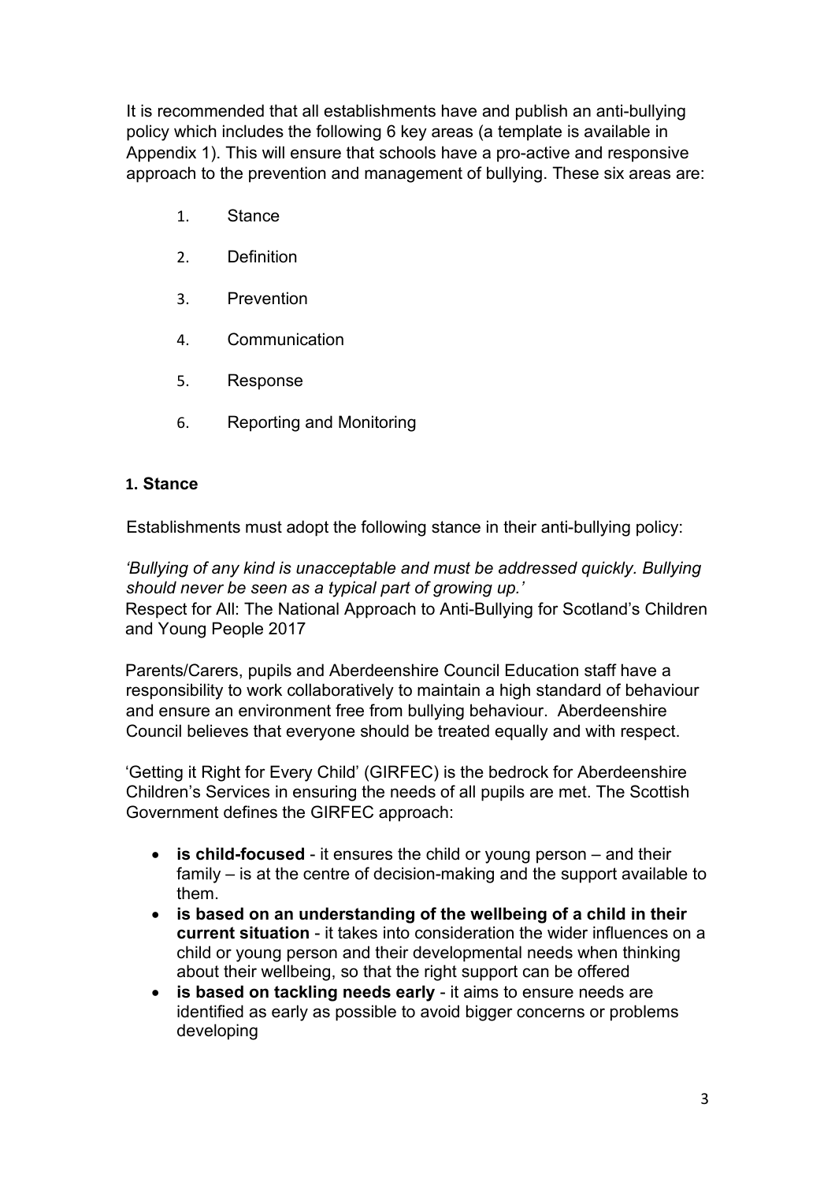It is recommended that all establishments have and publish an anti-bullying policy which includes the following 6 key areas (a template is available in Appendix 1). This will ensure that schools have a pro-active and responsive approach to the prevention and management of bullying. These six areas are:

1. Stance
2. Definition
3. Prevention
4. Communication
5. Response
6. Reporting and Monitoring

### 1. Stance

Establishments must adopt the following stance in their anti-bullying policy:

*'Bullying of any kind is unacceptable and must be addressed quickly. Bullying should never be seen as a typical part of growing up.'*
Respect for All: The National Approach to Anti-Bullying for Scotland's Children and Young People 2017

Parents/Carers, pupils and Aberdeenshire Council Education staff have a responsibility to work collaboratively to maintain a high standard of behaviour and ensure an environment free from bullying behaviour. Aberdeenshire Council believes that everyone should be treated equally and with respect.

'Getting it Right for Every Child' (GIRFEC) is the bedrock for Aberdeenshire Children's Services in ensuring the needs of all pupils are met. The Scottish Government defines the GIRFEC approach:

- **is child-focused** - it ensures the child or young person – and their family – is at the centre of decision-making and the support available to them.
- **is based on an understanding of the wellbeing of a child in their current situation** - it takes into consideration the wider influences on a child or young person and their developmental needs when thinking about their wellbeing, so that the right support can be offered
- **is based on tackling needs early** - it aims to ensure needs are identified as early as possible to avoid bigger concerns or problems developing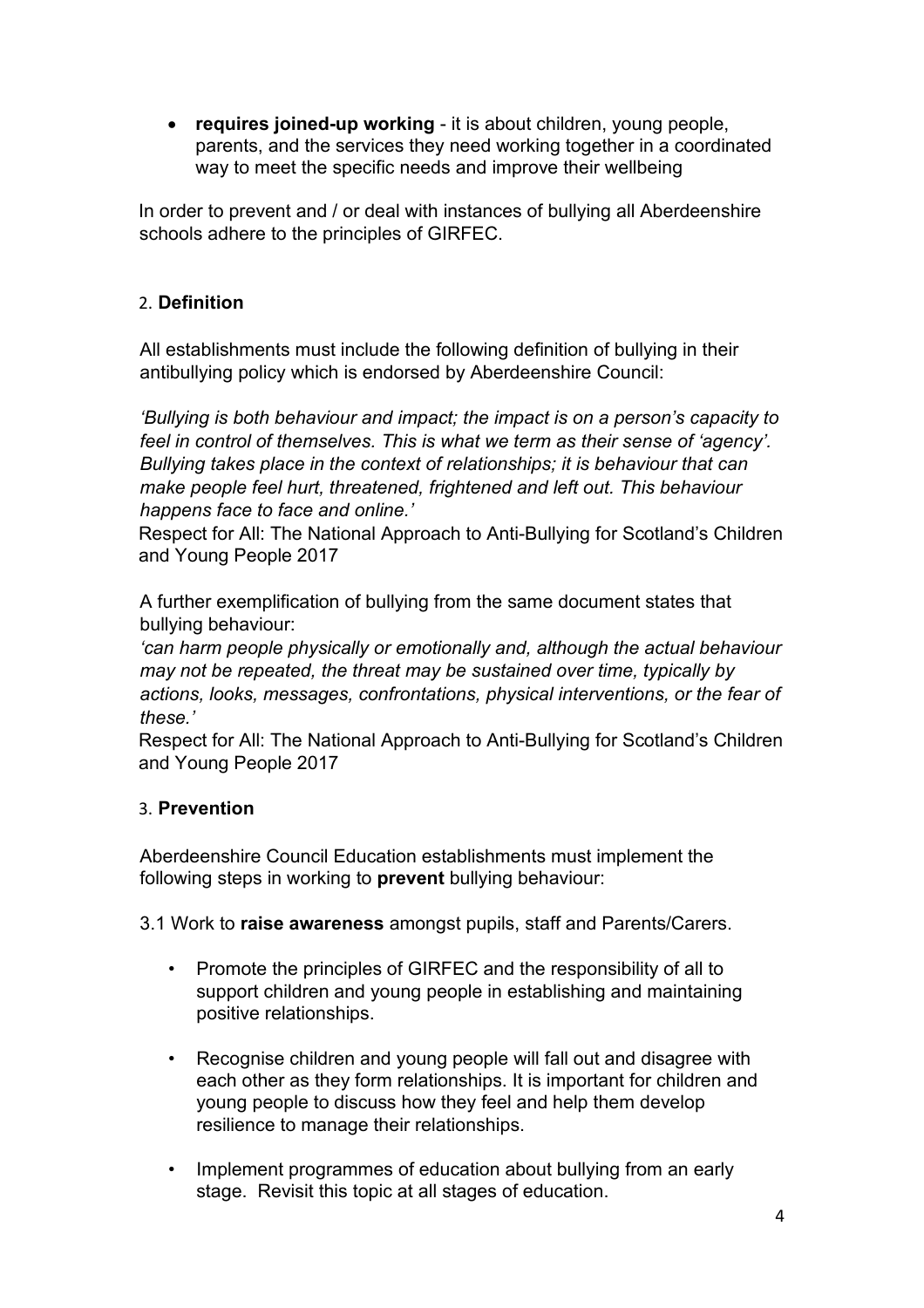- **requires joined-up working** - it is about children, young people, parents, and the services they need working together in a coordinated way to meet the specific needs and improve their wellbeing

In order to prevent and / or deal with instances of bullying all Aberdeenshire schools adhere to the principles of GIRFEC.

## 2. Definition

All establishments must include the following definition of bullying in their antibullying policy which is endorsed by Aberdeenshire Council:

*'Bullying is both behaviour and impact; the impact is on a person's capacity to feel in control of themselves. This is what we term as their sense of 'agency'. Bullying takes place in the context of relationships; it is behaviour that can make people feel hurt, threatened, frightened and left out. This behaviour happens face to face and online.'*

Respect for All: The National Approach to Anti-Bullying for Scotland's Children and Young People 2017

A further exemplification of bullying from the same document states that bullying behaviour:

*'can harm people physically or emotionally and, although the actual behaviour may not be repeated, the threat may be sustained over time, typically by actions, looks, messages, confrontations, physical interventions, or the fear of these.'*

Respect for All: The National Approach to Anti-Bullying for Scotland's Children and Young People 2017

## 3. Prevention

Aberdeenshire Council Education establishments must implement the following steps in working to **prevent** bullying behaviour:

3.1 Work to **raise awareness** amongst pupils, staff and Parents/Carers.

- Promote the principles of GIRFEC and the responsibility of all to support children and young people in establishing and maintaining positive relationships.

- Recognise children and young people will fall out and disagree with each other as they form relationships. It is important for children and young people to discuss how they feel and help them develop resilience to manage their relationships.

- Implement programmes of education about bullying from an early stage. Revisit this topic at all stages of education.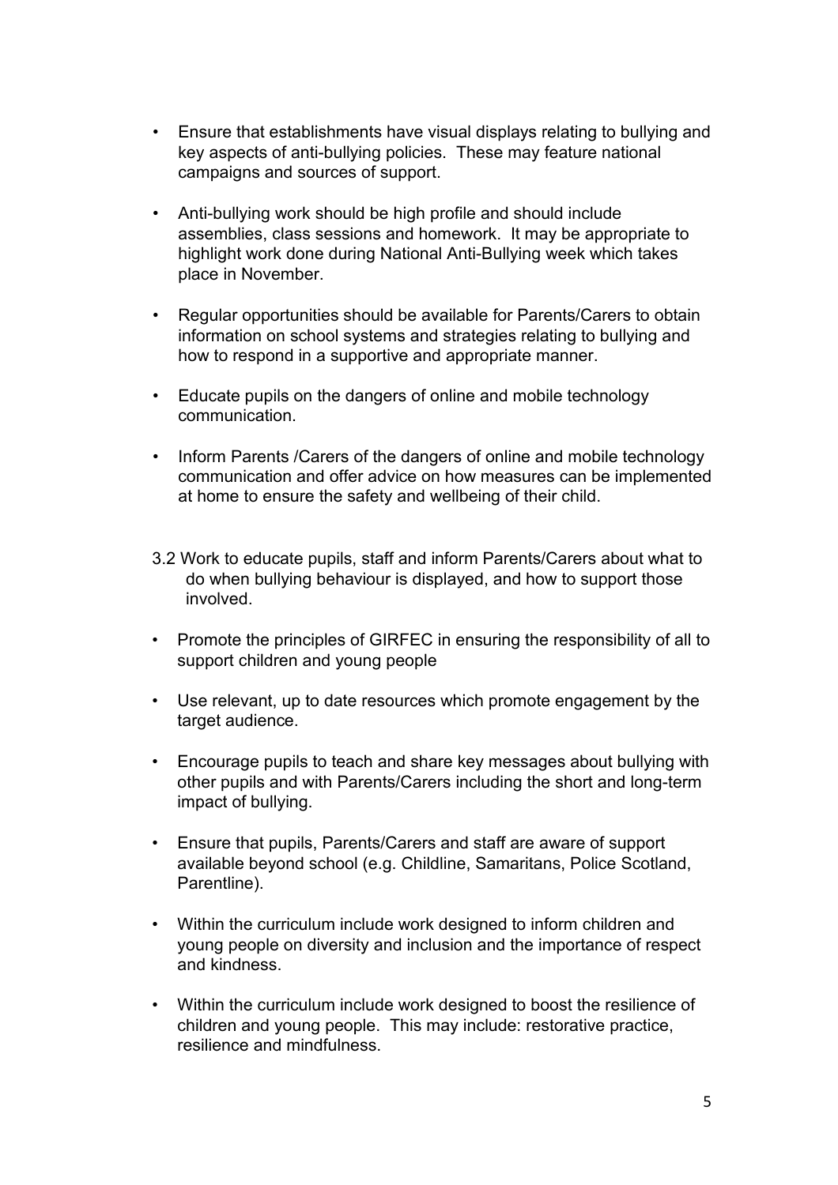- Ensure that establishments have visual displays relating to bullying and key aspects of anti-bullying policies. These may feature national campaigns and sources of support.

- Anti-bullying work should be high profile and should include assemblies, class sessions and homework. It may be appropriate to highlight work done during National Anti-Bullying week which takes place in November.

- Regular opportunities should be available for Parents/Carers to obtain information on school systems and strategies relating to bullying and how to respond in a supportive and appropriate manner.

- Educate pupils on the dangers of online and mobile technology communication.

- Inform Parents /Carers of the dangers of online and mobile technology communication and offer advice on how measures can be implemented at home to ensure the safety and wellbeing of their child.

3.2 Work to educate pupils, staff and inform Parents/Carers about what to do when bullying behaviour is displayed, and how to support those involved.

- Promote the principles of GIRFEC in ensuring the responsibility of all to support children and young people

- Use relevant, up to date resources which promote engagement by the target audience.

- Encourage pupils to teach and share key messages about bullying with other pupils and with Parents/Carers including the short and long-term impact of bullying.

- Ensure that pupils, Parents/Carers and staff are aware of support available beyond school (e.g. Childline, Samaritans, Police Scotland, Parentline).

- Within the curriculum include work designed to inform children and young people on diversity and inclusion and the importance of respect and kindness.

- Within the curriculum include work designed to boost the resilience of children and young people. This may include: restorative practice, resilience and mindfulness.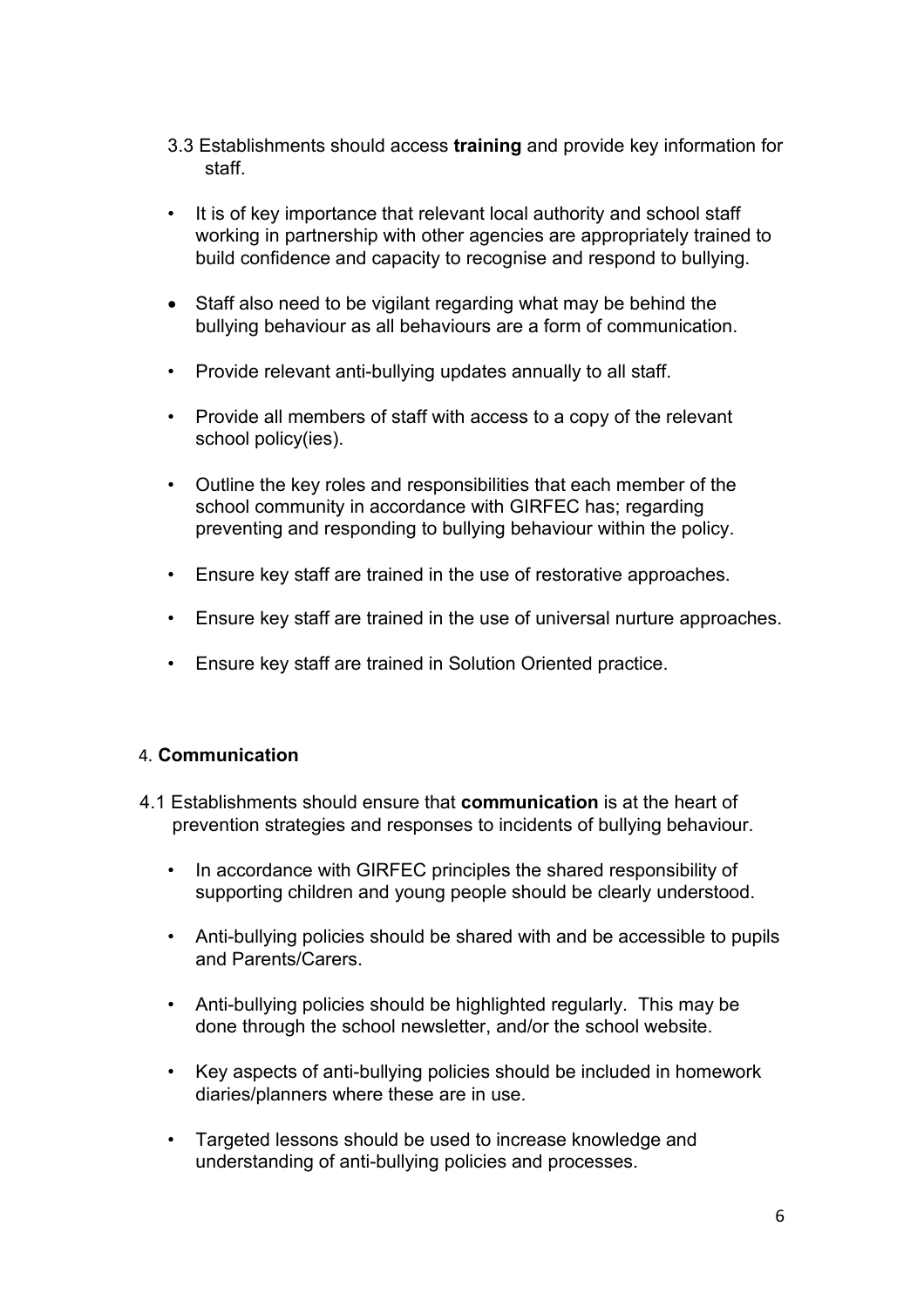3.3 Establishments should access **training** and provide key information for staff.

- It is of key importance that relevant local authority and school staff working in partnership with other agencies are appropriately trained to build confidence and capacity to recognise and respond to bullying.
- Staff also need to be vigilant regarding what may be behind the bullying behaviour as all behaviours are a form of communication.
- Provide relevant anti-bullying updates annually to all staff.
- Provide all members of staff with access to a copy of the relevant school policy(ies).
- Outline the key roles and responsibilities that each member of the school community in accordance with GIRFEC has; regarding preventing and responding to bullying behaviour within the policy.
- Ensure key staff are trained in the use of restorative approaches.
- Ensure key staff are trained in the use of universal nurture approaches.
- Ensure key staff are trained in Solution Oriented practice.

## 4. **Communication**

4.1 Establishments should ensure that **communication** is at the heart of prevention strategies and responses to incidents of bullying behaviour.

- In accordance with GIRFEC principles the shared responsibility of supporting children and young people should be clearly understood.
- Anti-bullying policies should be shared with and be accessible to pupils and Parents/Carers.
- Anti-bullying policies should be highlighted regularly. This may be done through the school newsletter, and/or the school website.
- Key aspects of anti-bullying policies should be included in homework diaries/planners where these are in use.
- Targeted lessons should be used to increase knowledge and understanding of anti-bullying policies and processes.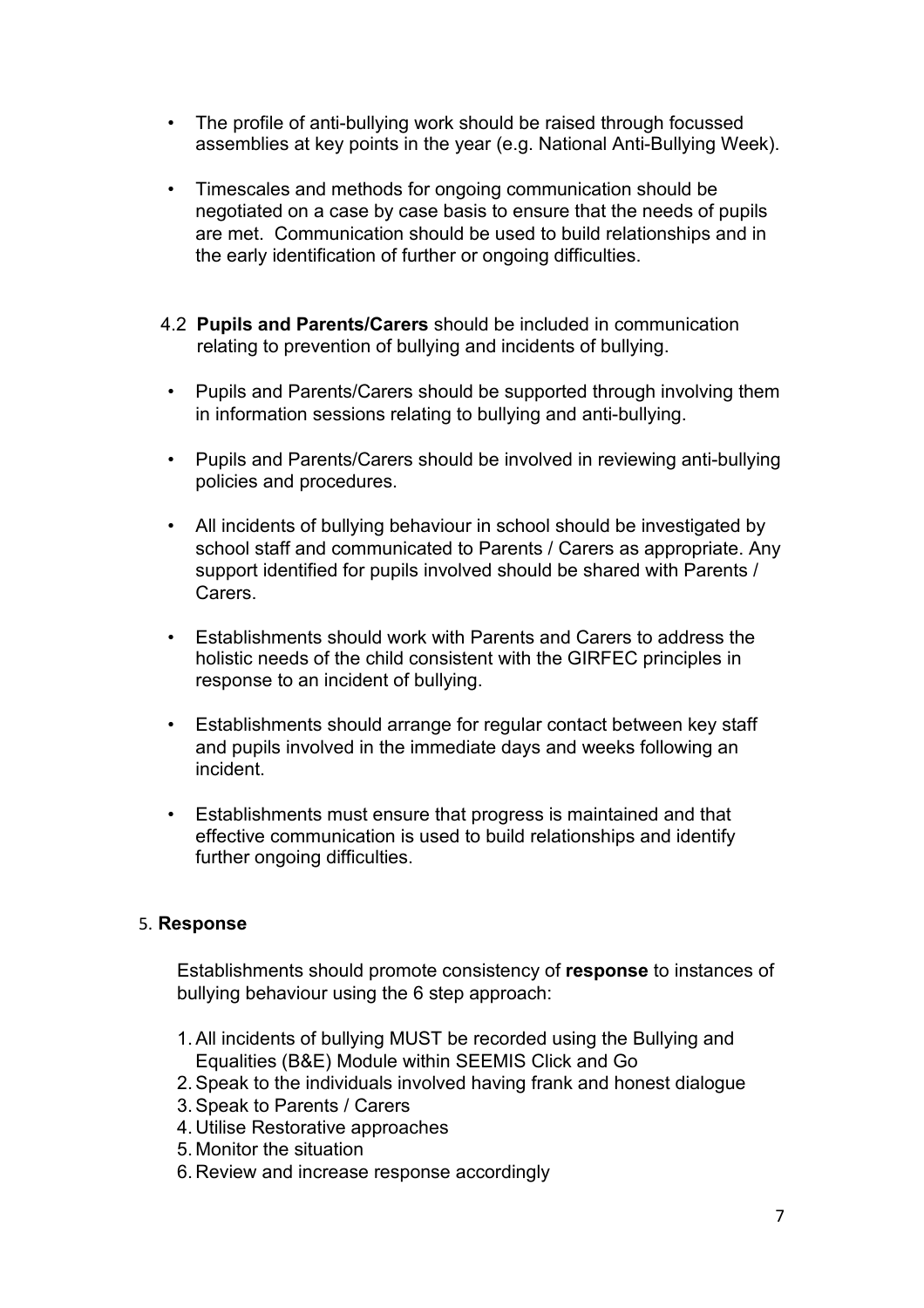- The profile of anti-bullying work should be raised through focussed assemblies at key points in the year (e.g. National Anti-Bullying Week).

- Timescales and methods for ongoing communication should be negotiated on a case by case basis to ensure that the needs of pupils are met. Communication should be used to build relationships and in the early identification of further or ongoing difficulties.

4.2 **Pupils and Parents/Carers** should be included in communication relating to prevention of bullying and incidents of bullying.

- Pupils and Parents/Carers should be supported through involving them in information sessions relating to bullying and anti-bullying.

- Pupils and Parents/Carers should be involved in reviewing anti-bullying policies and procedures.

- All incidents of bullying behaviour in school should be investigated by school staff and communicated to Parents / Carers as appropriate. Any support identified for pupils involved should be shared with Parents / Carers.

- Establishments should work with Parents and Carers to address the holistic needs of the child consistent with the GIRFEC principles in response to an incident of bullying.

- Establishments should arrange for regular contact between key staff and pupils involved in the immediate days and weeks following an incident.

- Establishments must ensure that progress is maintained and that effective communication is used to build relationships and identify further ongoing difficulties.

## 5. Response

Establishments should promote consistency of **response** to instances of bullying behaviour using the 6 step approach:

1. All incidents of bullying MUST be recorded using the Bullying and Equalities (B&E) Module within SEEMIS Click and Go
2. Speak to the individuals involved having frank and honest dialogue
3. Speak to Parents / Carers
4. Utilise Restorative approaches
5. Monitor the situation
6. Review and increase response accordingly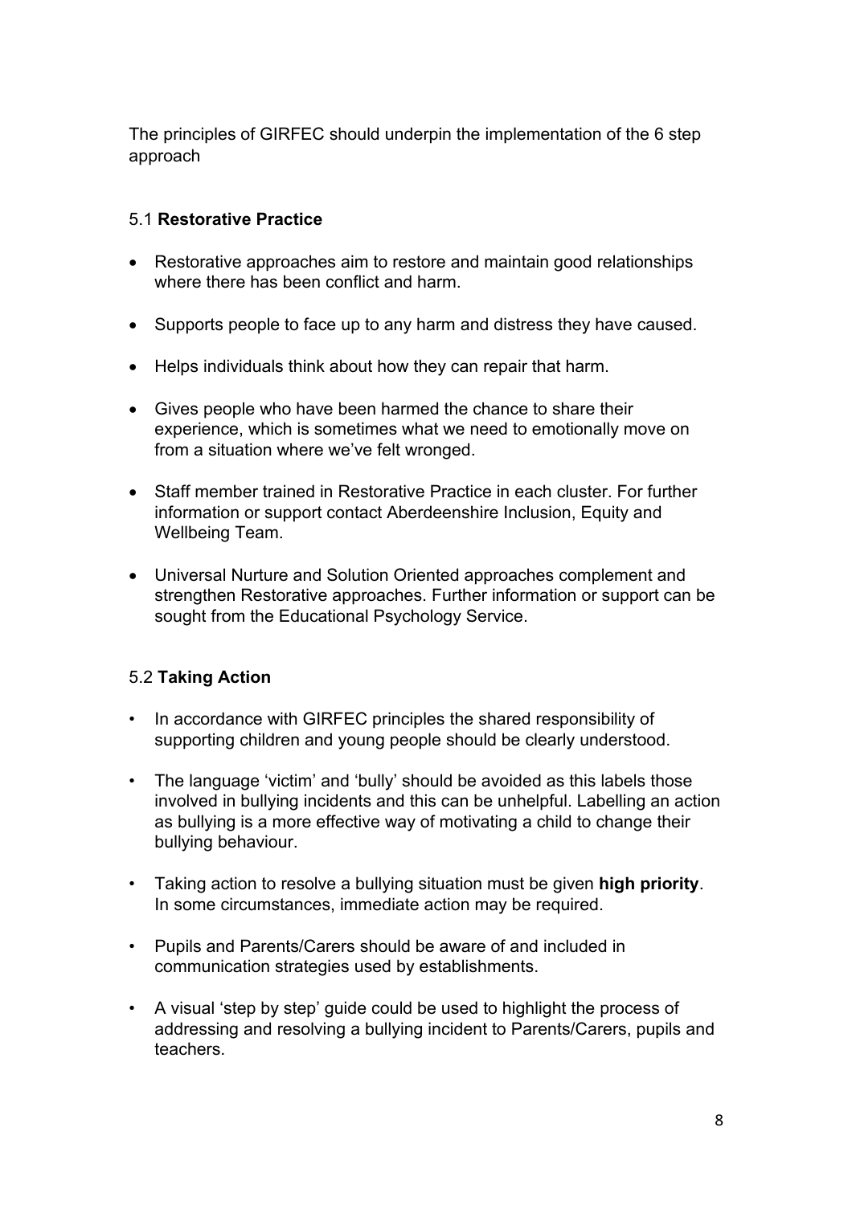The principles of GIRFEC should underpin the implementation of the 6 step approach

### 5.1 **Restorative Practice**

- Restorative approaches aim to restore and maintain good relationships where there has been conflict and harm.
- Supports people to face up to any harm and distress they have caused.
- Helps individuals think about how they can repair that harm.
- Gives people who have been harmed the chance to share their experience, which is sometimes what we need to emotionally move on from a situation where we've felt wronged.
- Staff member trained in Restorative Practice in each cluster. For further information or support contact Aberdeenshire Inclusion, Equity and Wellbeing Team.
- Universal Nurture and Solution Oriented approaches complement and strengthen Restorative approaches. Further information or support can be sought from the Educational Psychology Service.

### 5.2 **Taking Action**

- In accordance with GIRFEC principles the shared responsibility of supporting children and young people should be clearly understood.
- The language 'victim' and 'bully' should be avoided as this labels those involved in bullying incidents and this can be unhelpful. Labelling an action as bullying is a more effective way of motivating a child to change their bullying behaviour.
- Taking action to resolve a bullying situation must be given **high priority**. In some circumstances, immediate action may be required.
- Pupils and Parents/Carers should be aware of and included in communication strategies used by establishments.
- A visual 'step by step' guide could be used to highlight the process of addressing and resolving a bullying incident to Parents/Carers, pupils and teachers.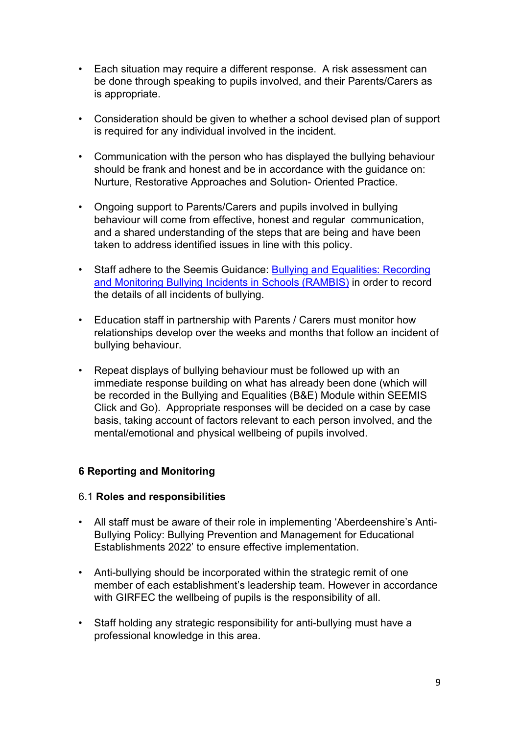- Each situation may require a different response. A risk assessment can be done through speaking to pupils involved, and their Parents/Carers as is appropriate.

- Consideration should be given to whether a school devised plan of support is required for any individual involved in the incident.

- Communication with the person who has displayed the bullying behaviour should be frank and honest and be in accordance with the guidance on: Nurture, Restorative Approaches and Solution- Oriented Practice.

- Ongoing support to Parents/Carers and pupils involved in bullying behaviour will come from effective, honest and regular communication, and a shared understanding of the steps that are being and have been taken to address identified issues in line with this policy.

- Staff adhere to the Seemis Guidance: Bullying and Equalities: Recording and Monitoring Bullying Incidents in Schools (RAMBIS) in order to record the details of all incidents of bullying.

- Education staff in partnership with Parents / Carers must monitor how relationships develop over the weeks and months that follow an incident of bullying behaviour.

- Repeat displays of bullying behaviour must be followed up with an immediate response building on what has already been done (which will be recorded in the Bullying and Equalities (B&E) Module within SEEMIS Click and Go). Appropriate responses will be decided on a case by case basis, taking account of factors relevant to each person involved, and the mental/emotional and physical wellbeing of pupils involved.

## 6 Reporting and Monitoring

### 6.1 Roles and responsibilities

- All staff must be aware of their role in implementing 'Aberdeenshire's Anti-Bullying Policy: Bullying Prevention and Management for Educational Establishments 2022' to ensure effective implementation.

- Anti-bullying should be incorporated within the strategic remit of one member of each establishment's leadership team. However in accordance with GIRFEC the wellbeing of pupils is the responsibility of all.

- Staff holding any strategic responsibility for anti-bullying must have a professional knowledge in this area.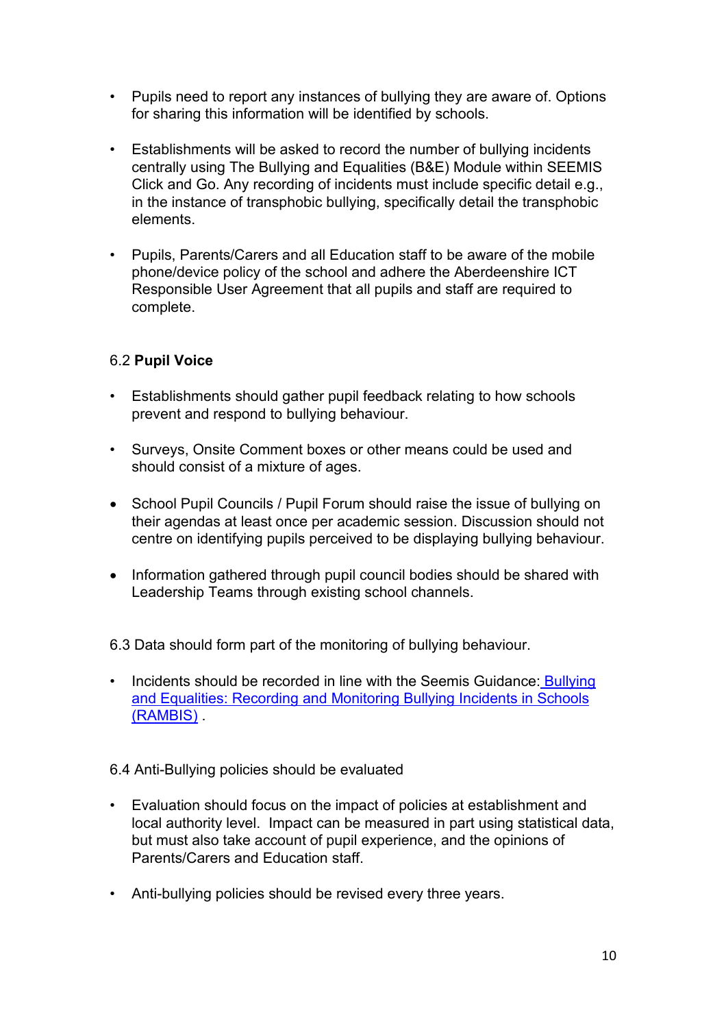- Pupils need to report any instances of bullying they are aware of. Options for sharing this information will be identified by schools.

- Establishments will be asked to record the number of bullying incidents centrally using The Bullying and Equalities (B&E) Module within SEEMIS Click and Go. Any recording of incidents must include specific detail e.g., in the instance of transphobic bullying, specifically detail the transphobic elements.

- Pupils, Parents/Carers and all Education staff to be aware of the mobile phone/device policy of the school and adhere the Aberdeenshire ICT Responsible User Agreement that all pupils and staff are required to complete.

6.2 **Pupil Voice**

- Establishments should gather pupil feedback relating to how schools prevent and respond to bullying behaviour.

- Surveys, Onsite Comment boxes or other means could be used and should consist of a mixture of ages.

- School Pupil Councils / Pupil Forum should raise the issue of bullying on their agendas at least once per academic session. Discussion should not centre on identifying pupils perceived to be displaying bullying behaviour.

- Information gathered through pupil council bodies should be shared with Leadership Teams through existing school channels.

6.3 Data should form part of the monitoring of bullying behaviour.

- Incidents should be recorded in line with the Seemis Guidance: Bullying and Equalities: Recording and Monitoring Bullying Incidents in Schools (RAMBIS) .

6.4 Anti-Bullying policies should be evaluated

- Evaluation should focus on the impact of policies at establishment and local authority level. Impact can be measured in part using statistical data, but must also take account of pupil experience, and the opinions of Parents/Carers and Education staff.

- Anti-bullying policies should be revised every three years.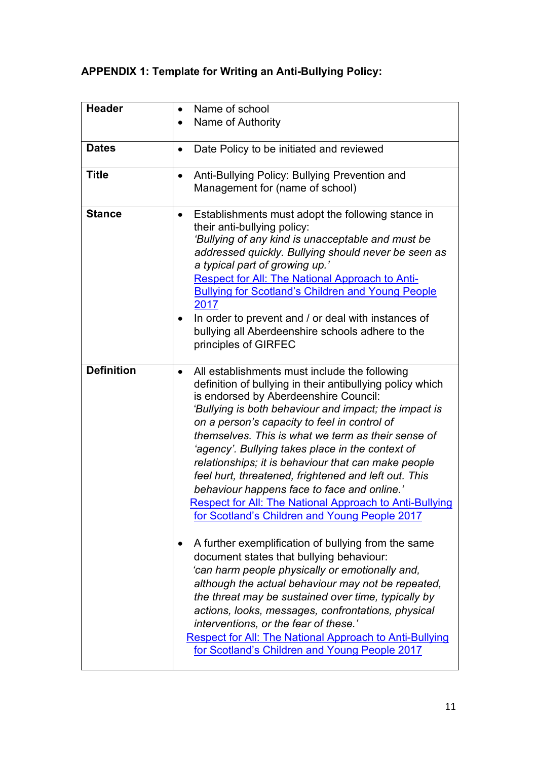**APPENDIX 1: Template for Writing an Anti-Bullying Policy:**

| | |
|---|---|
| **Header** | • Name of school<br>• Name of Authority |
| **Dates** | • Date Policy to be initiated and reviewed |
| **Title** | • Anti-Bullying Policy: Bullying Prevention and Management for (name of school) |
| **Stance** | • Establishments must adopt the following stance in their anti-bullying policy:<br>*'Bullying of any kind is unacceptable and must be addressed quickly. Bullying should never be seen as a typical part of growing up.'*<br>Respect for All: The National Approach to Anti-Bullying for Scotland's Children and Young People 2017<br>• In order to prevent and / or deal with instances of bullying all Aberdeenshire schools adhere to the principles of GIRFEC |
| **Definition** | • All establishments must include the following definition of bullying in their antibullying policy which is endorsed by Aberdeenshire Council:<br>*'Bullying is both behaviour and impact; the impact is on a person's capacity to feel in control of themselves. This is what we term as their sense of 'agency'. Bullying takes place in the context of relationships; it is behaviour that can make people feel hurt, threatened, frightened and left out. This behaviour happens face to face and online.'*<br>Respect for All: The National Approach to Anti-Bullying for Scotland's Children and Young People 2017<br><br>• A further exemplification of bullying from the same document states that bullying behaviour:<br>*'can harm people physically or emotionally and, although the actual behaviour may not be repeated, the threat may be sustained over time, typically by actions, looks, messages, confrontations, physical interventions, or the fear of these.'*<br>Respect for All: The National Approach to Anti-Bullying for Scotland's Children and Young People 2017 |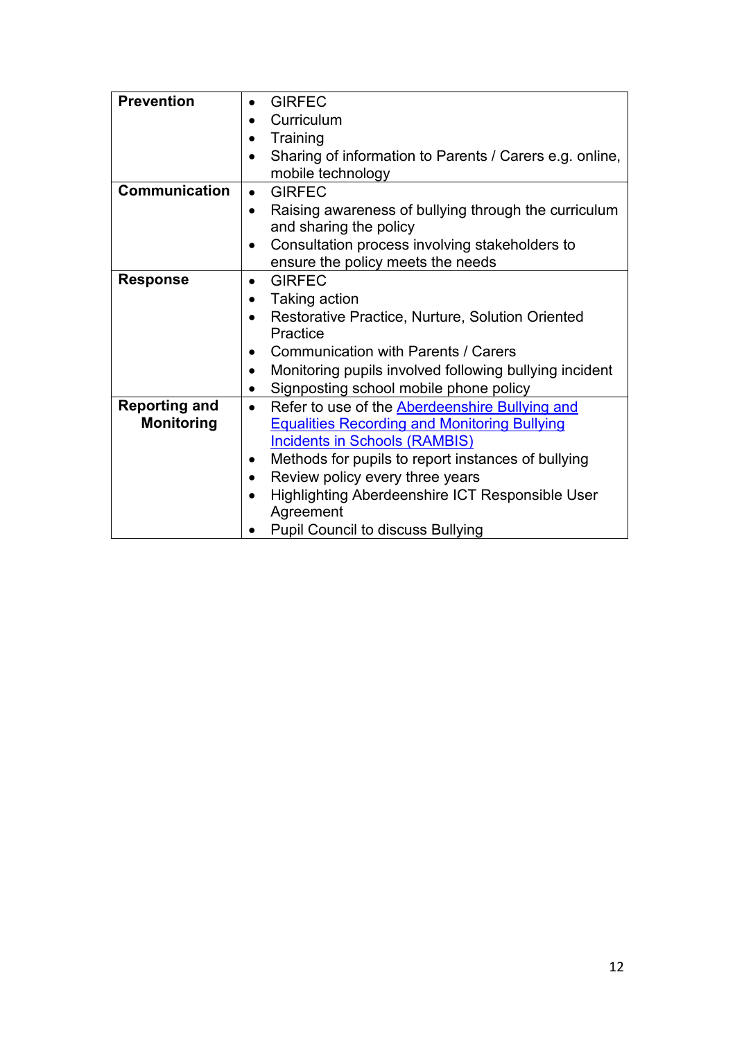| | |
|---|---|
| **Prevention** | • GIRFEC<br>• Curriculum<br>• Training<br>• Sharing of information to Parents / Carers e.g. online, mobile technology |
| **Communication** | • GIRFEC<br>• Raising awareness of bullying through the curriculum and sharing the policy<br>• Consultation process involving stakeholders to ensure the policy meets the needs |
| **Response** | • GIRFEC<br>• Taking action<br>• Restorative Practice, Nurture, Solution Oriented Practice<br>• Communication with Parents / Carers<br>• Monitoring pupils involved following bullying incident<br>• Signposting school mobile phone policy |
| **Reporting and Monitoring** | • Refer to use of the Aberdeenshire Bullying and Equalities Recording and Monitoring Bullying Incidents in Schools (RAMBIS)<br>• Methods for pupils to report instances of bullying<br>• Review policy every three years<br>• Highlighting Aberdeenshire ICT Responsible User Agreement<br>• Pupil Council to discuss Bullying |